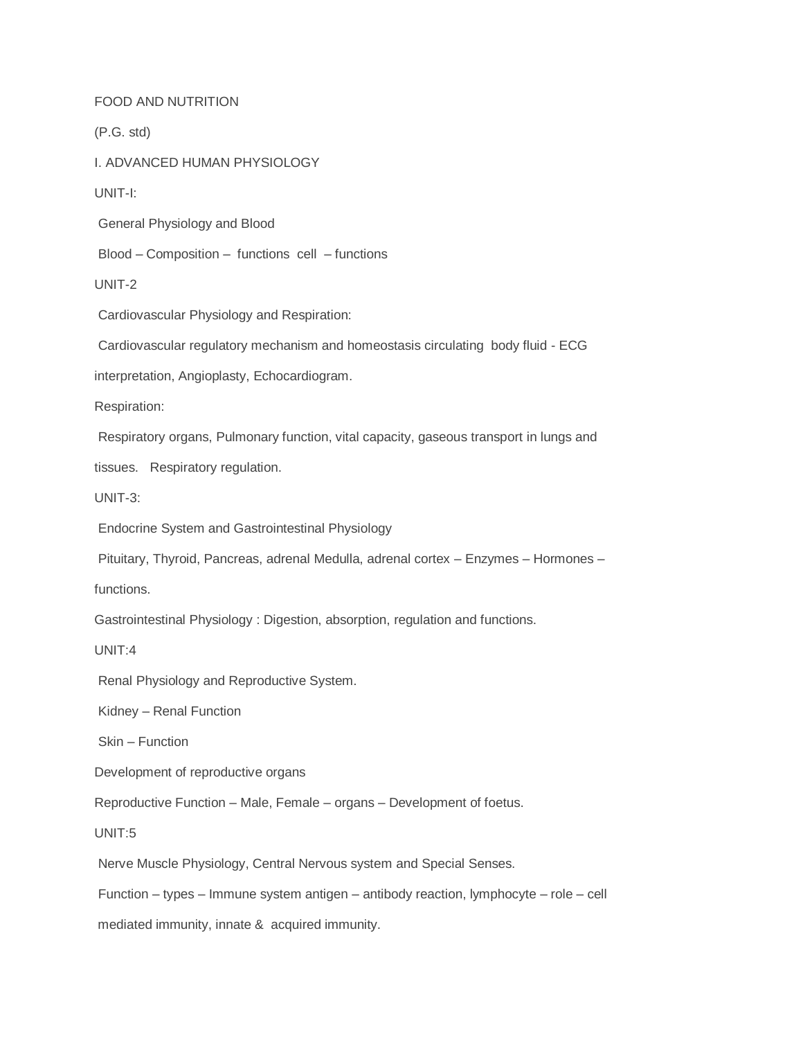# FOOD AND NUTRITION

(P.G. std)

## I. ADVANCED HUMAN PHYSIOLOGY

### UNIT-I:

General Physiology and Blood

Blood – Composition – functions cell – functions

### UNIT-2

Cardiovascular Physiology and Respiration:

Cardiovascular regulatory mechanism and homeostasis circulating body fluid - ECG interpretation, Angioplasty, Echocardiogram.

Respiration:

Respiratory organs, Pulmonary function, vital capacity, gaseous transport in lungs and tissues. Respiratory regulation.

### UNIT-3:

Endocrine System and Gastrointestinal Physiology

Pituitary, Thyroid, Pancreas, adrenal Medulla, adrenal cortex – Enzymes – Hormones – functions.

Gastrointestinal Physiology : Digestion, absorption, regulation and functions.

### UNIT:4

Renal Physiology and Reproductive System.

Kidney – Renal Function

Skin – Function

Development of reproductive organs

Reproductive Function – Male, Female – organs – Development of foetus.

### UNIT:5

Nerve Muscle Physiology, Central Nervous system and Special Senses.

Function – types – Immune system antigen – antibody reaction, lymphocyte – role – cell mediated immunity, innate & acquired immunity.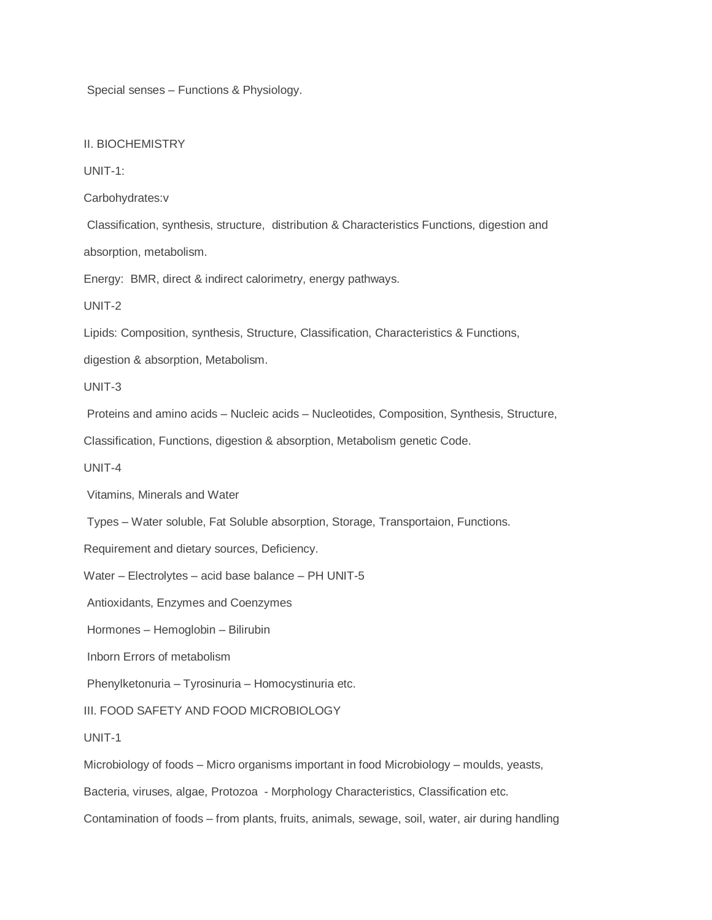Special senses – Functions & Physiology.

## II. BIOCHEMISTRY

### UNIT-1:

Carbohydrates:v

Classification, synthesis, structure, distribution & Characteristics Functions, digestion and absorption, metabolism.

Energy: BMR, direct & indirect calorimetry, energy pathways.

### UNIT-2

Lipids: Composition, synthesis, Structure, Classification, Characteristics & Functions, digestion & absorption, Metabolism.

### UNIT-3

Proteins and amino acids – Nucleic acids – Nucleotides, Composition, Synthesis, Structure, Classification, Functions, digestion & absorption, Metabolism genetic Code.

### UNIT-4

Vitamins, Minerals and Water

Types – Water soluble, Fat Soluble absorption, Storage, Transportaion, Functions.

Requirement and dietary sources, Deficiency.

Water – Electrolytes – acid base balance – PH UNIT-5

Antioxidants, Enzymes and Coenzymes

Hormones – Hemoglobin – Bilirubin

Inborn Errors of metabolism

Phenylketonuria – Tyrosinuria – Homocystinuria etc.

## III. FOOD SAFETY AND FOOD MICROBIOLOGY

### UNIT-1

Microbiology of foods – Micro organisms important in food Microbiology – moulds, yeasts, Bacteria, viruses, algae, Protozoa - Morphology Characteristics, Classification etc.

Contamination of foods – from plants, fruits, animals, sewage, soil, water, air during handling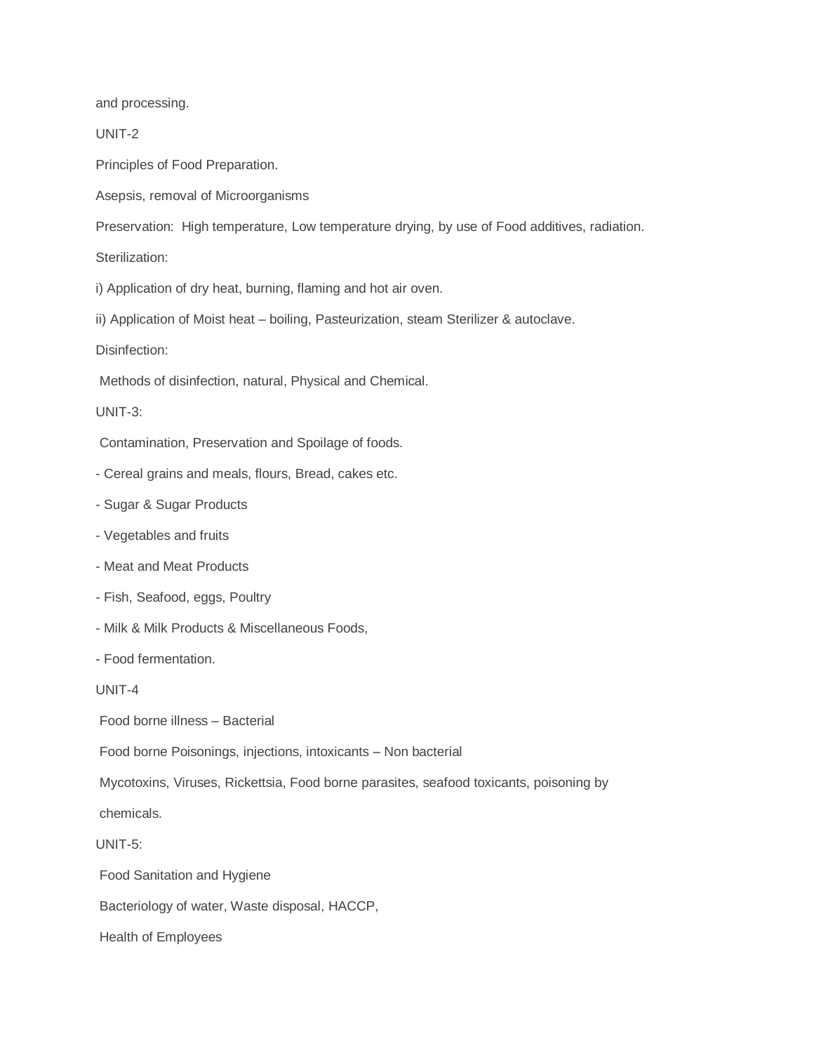and processing.

UNIT-2

Principles of Food Preparation.

Asepsis, removal of Microorganisms

Preservation: High temperature, Low temperature drying, by use of Food additives, radiation.

Sterilization:

i) Application of dry heat, burning, flaming and hot air oven.

ii) Application of Moist heat – boiling, Pasteurization, steam Sterilizer & autoclave.

Disinfection:

Methods of disinfection, natural, Physical and Chemical.

UNIT-3:

Contamination, Preservation and Spoilage of foods.

- Cereal grains and meals, flours, Bread, cakes etc.
- Sugar & Sugar Products
- Vegetables and fruits
- Meat and Meat Products
- Fish, Seafood, eggs, Poultry
- Milk & Milk Products & Miscellaneous Foods,
- Food fermentation.

UNIT-4

Food borne illness – Bacterial

Food borne Poisonings, injections, intoxicants – Non bacterial

Mycotoxins, Viruses, Rickettsia, Food borne parasites, seafood toxicants, poisoning by chemicals.

UNIT-5:

Food Sanitation and Hygiene

Bacteriology of water, Waste disposal, HACCP,

Health of Employees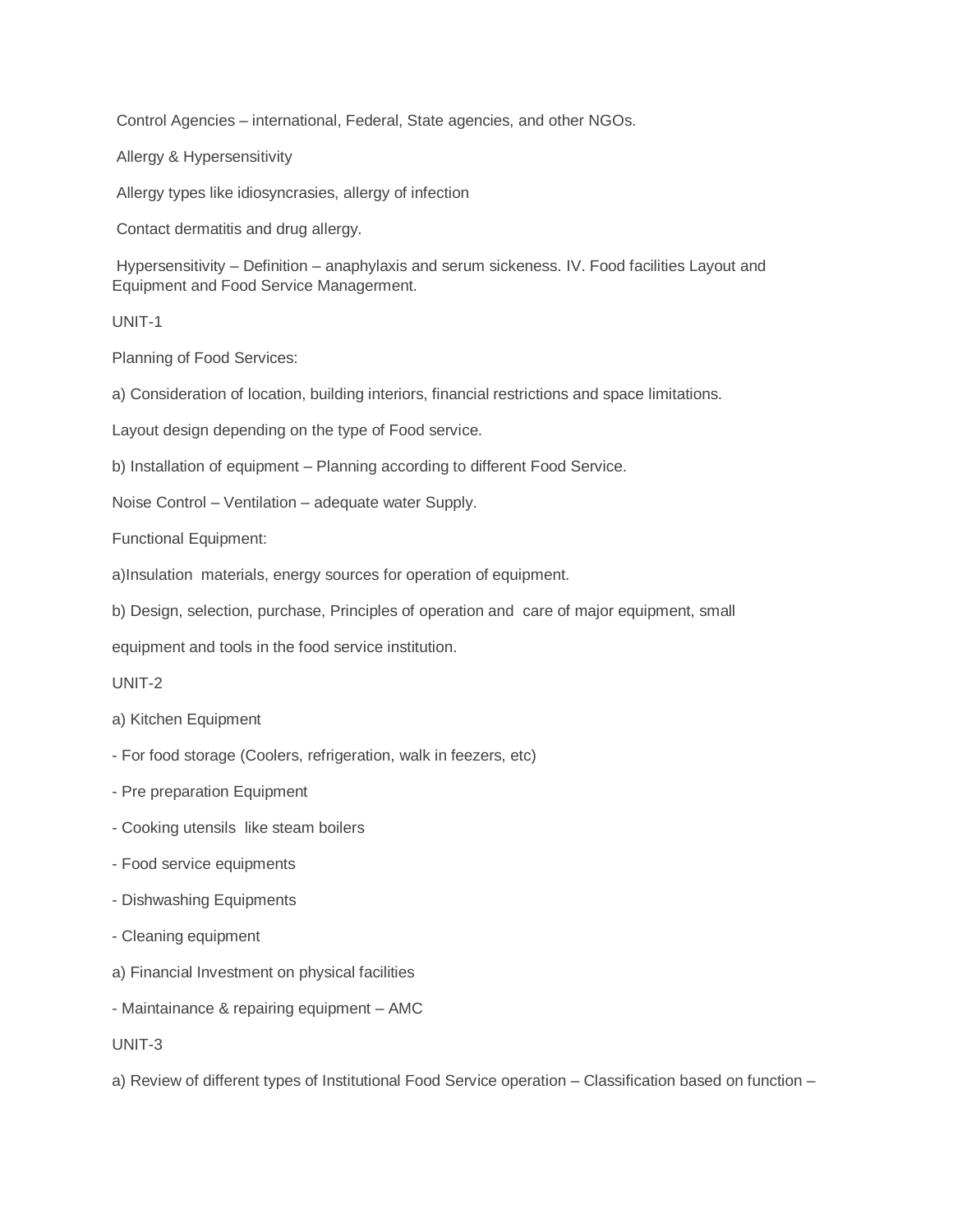Control Agencies – international, Federal, State agencies, and other NGOs.

Allergy & Hypersensitivity

Allergy types like idiosyncrasies, allergy of infection

Contact dermatitis and drug allergy.

Hypersensitivity – Definition – anaphylaxis and serum sickeness. IV. Food facilities Layout and Equipment and Food Service Managerment.

UNIT-1

Planning of Food Services:

a) Consideration of location, building interiors, financial restrictions and space limitations.

Layout design depending on the type of Food service.

b) Installation of equipment – Planning according to different Food Service.

Noise Control – Ventilation – adequate water Supply.

Functional Equipment:

a)Insulation materials, energy sources for operation of equipment.

b) Design, selection, purchase, Principles of operation and care of major equipment, small

equipment and tools in the food service institution.

UNIT-2

a) Kitchen Equipment

- For food storage (Coolers, refrigeration, walk in feezers, etc)
- Pre preparation Equipment
- Cooking utensils like steam boilers
- Food service equipments
- Dishwashing Equipments
- Cleaning equipment

a) Financial Investment on physical facilities

- Maintainance & repairing equipment – AMC

UNIT-3

a) Review of different types of Institutional Food Service operation – Classification based on function –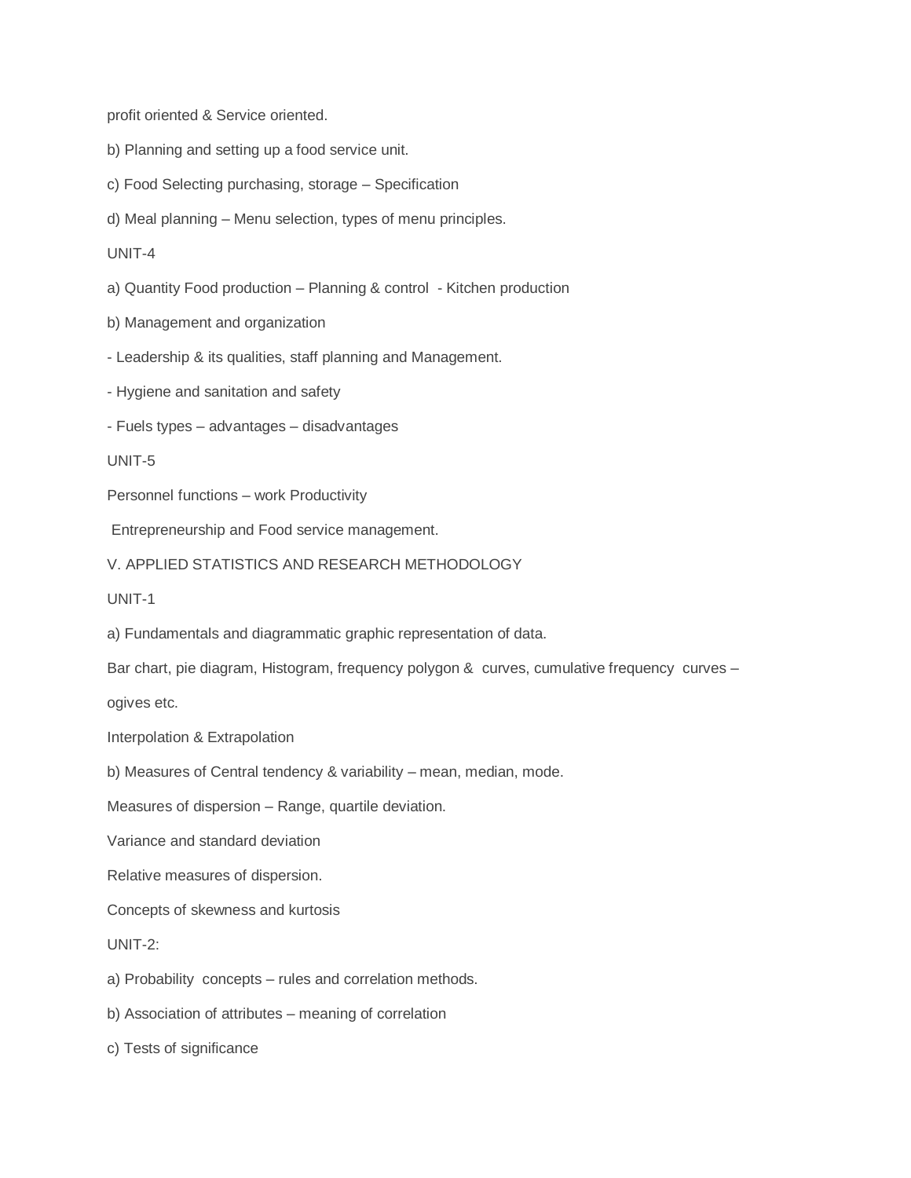profit oriented & Service oriented.

b) Planning and setting up a food service unit.

c) Food Selecting purchasing, storage – Specification

d) Meal planning – Menu selection, types of menu principles.

UNIT-4

a) Quantity Food production – Planning & control - Kitchen production

b) Management and organization

- Leadership & its qualities, staff planning and Management.

- Hygiene and sanitation and safety

- Fuels types – advantages – disadvantages

UNIT-5

Personnel functions – work Productivity

Entrepreneurship and Food service management.

V. APPLIED STATISTICS AND RESEARCH METHODOLOGY

UNIT-1

a) Fundamentals and diagrammatic graphic representation of data.

Bar chart, pie diagram, Histogram, frequency polygon & curves, cumulative frequency curves – ogives etc.

Interpolation & Extrapolation

b) Measures of Central tendency & variability – mean, median, mode.

Measures of dispersion – Range, quartile deviation.

Variance and standard deviation

Relative measures of dispersion.

Concepts of skewness and kurtosis

UNIT-2:

a) Probability concepts – rules and correlation methods.

b) Association of attributes – meaning of correlation

c) Tests of significance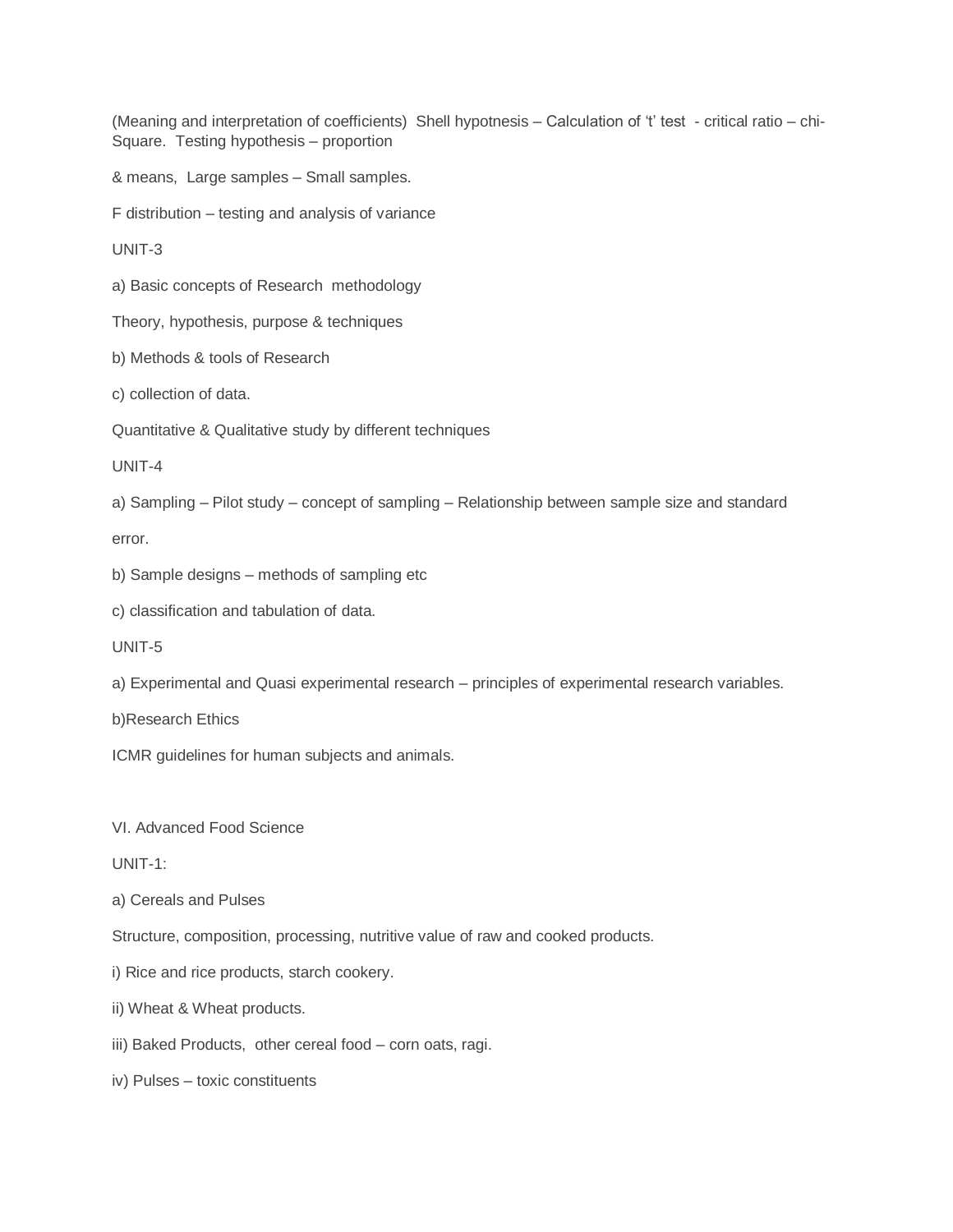(Meaning and interpretation of coefficients) Shell hypotnesis – Calculation of 't' test - critical ratio – chi-Square. Testing hypothesis – proportion

& means, Large samples – Small samples.

F distribution – testing and analysis of variance

UNIT-3

a) Basic concepts of Research methodology

Theory, hypothesis, purpose & techniques

b) Methods & tools of Research

c) collection of data.

Quantitative & Qualitative study by different techniques

UNIT-4

a) Sampling – Pilot study – concept of sampling – Relationship between sample size and standard

error.

b) Sample designs – methods of sampling etc

c) classification and tabulation of data.

UNIT-5

a) Experimental and Quasi experimental research – principles of experimental research variables.

b)Research Ethics

ICMR guidelines for human subjects and animals.

VI. Advanced Food Science

UNIT-1:

a) Cereals and Pulses

Structure, composition, processing, nutritive value of raw and cooked products.

i) Rice and rice products, starch cookery.

ii) Wheat & Wheat products.

iii) Baked Products, other cereal food – corn oats, ragi.

iv) Pulses – toxic constituents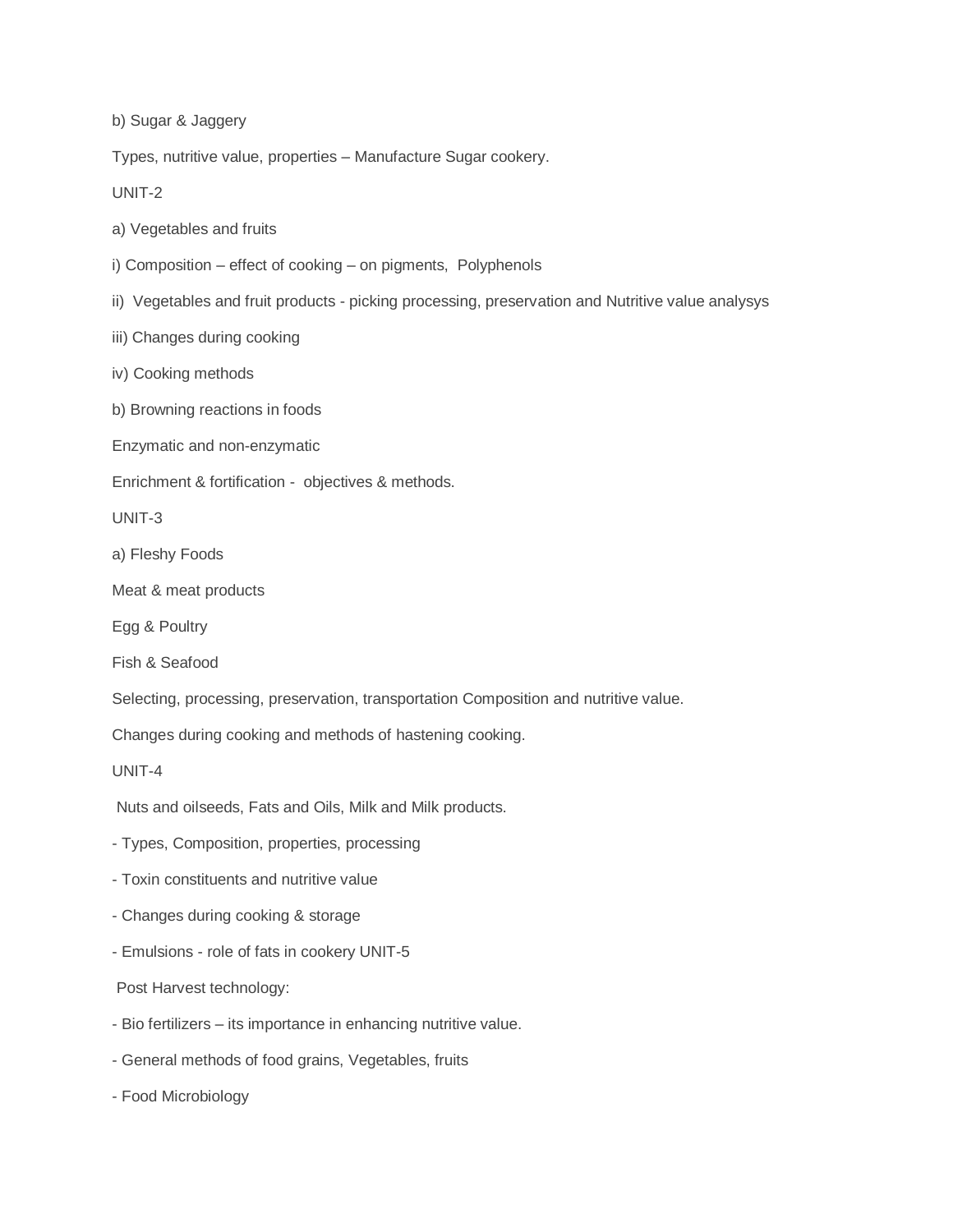b) Sugar & Jaggery

Types, nutritive value, properties – Manufacture Sugar cookery.

UNIT-2

a) Vegetables and fruits

i) Composition – effect of cooking – on pigments, Polyphenols

ii) Vegetables and fruit products - picking processing, preservation and Nutritive value analysys

iii) Changes during cooking

iv) Cooking methods

b) Browning reactions in foods

Enzymatic and non-enzymatic

Enrichment & fortification - objectives & methods.

UNIT-3

a) Fleshy Foods

Meat & meat products

Egg & Poultry

Fish & Seafood

Selecting, processing, preservation, transportation Composition and nutritive value.

Changes during cooking and methods of hastening cooking.

UNIT-4

Nuts and oilseeds, Fats and Oils, Milk and Milk products.

- Types, Composition, properties, processing
- Toxin constituents and nutritive value
- Changes during cooking & storage
- Emulsions - role of fats in cookery UNIT-5

Post Harvest technology:

- Bio fertilizers – its importance in enhancing nutritive value.
- General methods of food grains, Vegetables, fruits
- Food Microbiology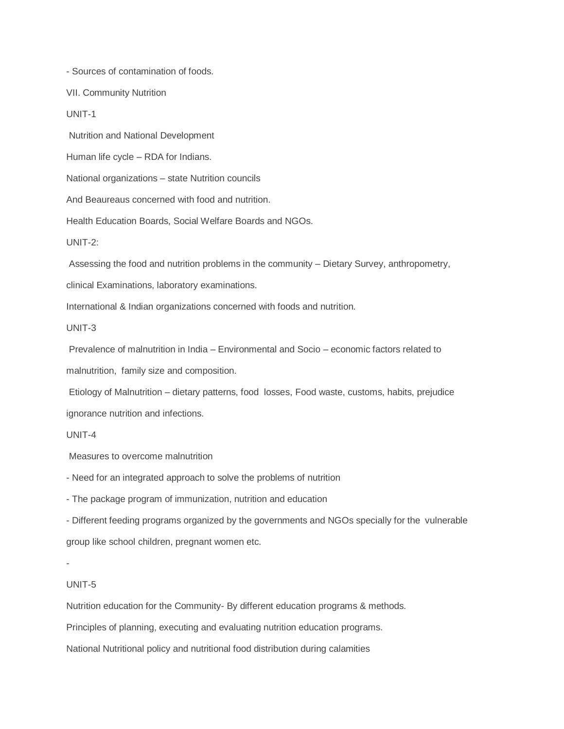- Sources of contamination of foods.

VII. Community Nutrition

UNIT-1

Nutrition and National Development

Human life cycle – RDA for Indians.

National organizations – state Nutrition councils

And Beaureaus concerned with food and nutrition.

Health Education Boards, Social Welfare Boards and NGOs.

UNIT-2:

Assessing the food and nutrition problems in the community – Dietary Survey, anthropometry, clinical Examinations, laboratory examinations.

International & Indian organizations concerned with foods and nutrition.

UNIT-3

Prevalence of malnutrition in India – Environmental and Socio – economic factors related to malnutrition, family size and composition.

Etiology of Malnutrition – dietary patterns, food losses, Food waste, customs, habits, prejudice ignorance nutrition and infections.

UNIT-4

Measures to overcome malnutrition

- Need for an integrated approach to solve the problems of nutrition
- The package program of immunization, nutrition and education
- Different feeding programs organized by the governments and NGOs specially for the vulnerable group like school children, pregnant women etc.
-

UNIT-5

Nutrition education for the Community- By different education programs & methods.

Principles of planning, executing and evaluating nutrition education programs.

National Nutritional policy and nutritional food distribution during calamities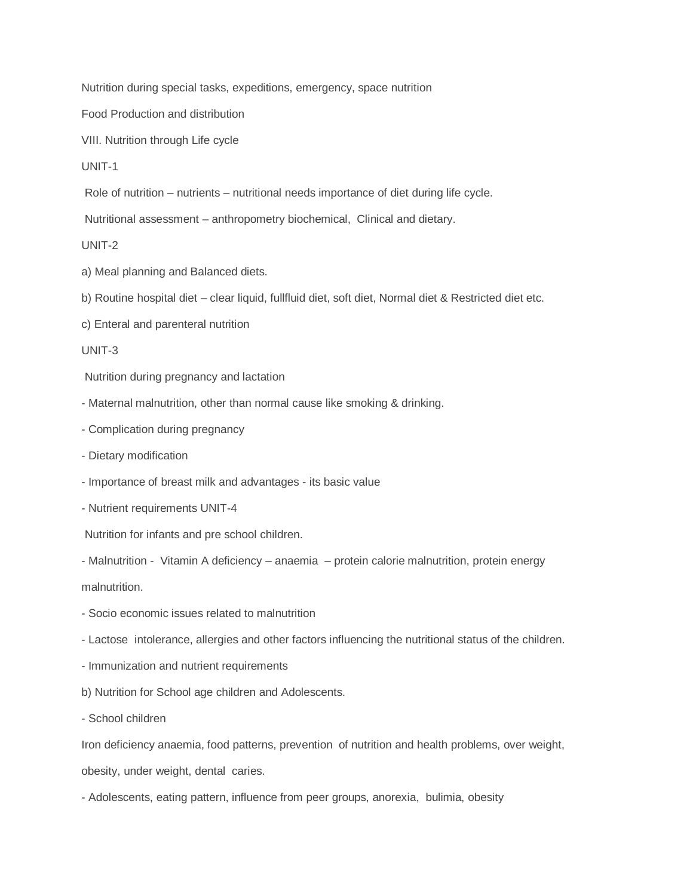Nutrition during special tasks, expeditions, emergency, space nutrition

Food Production and distribution

## VIII. Nutrition through Life cycle

### UNIT-1

Role of nutrition – nutrients – nutritional needs importance of diet during life cycle.

Nutritional assessment – anthropometry biochemical, Clinical and dietary.

### UNIT-2

a) Meal planning and Balanced diets.

b) Routine hospital diet – clear liquid, fullfluid diet, soft diet, Normal diet & Restricted diet etc.

c) Enteral and parenteral nutrition

### UNIT-3

Nutrition during pregnancy and lactation

- Maternal malnutrition, other than normal cause like smoking & drinking.
- Complication during pregnancy
- Dietary modification
- Importance of breast milk and advantages - its basic value
- Nutrient requirements UNIT-4

Nutrition for infants and pre school children.

- Malnutrition - Vitamin A deficiency – anaemia – protein calorie malnutrition, protein energy malnutrition.
- Socio economic issues related to malnutrition
- Lactose intolerance, allergies and other factors influencing the nutritional status of the children.
- Immunization and nutrient requirements

b) Nutrition for School age children and Adolescents.

- School children

Iron deficiency anaemia, food patterns, prevention of nutrition and health problems, over weight, obesity, under weight, dental caries.

- Adolescents, eating pattern, influence from peer groups, anorexia, bulimia, obesity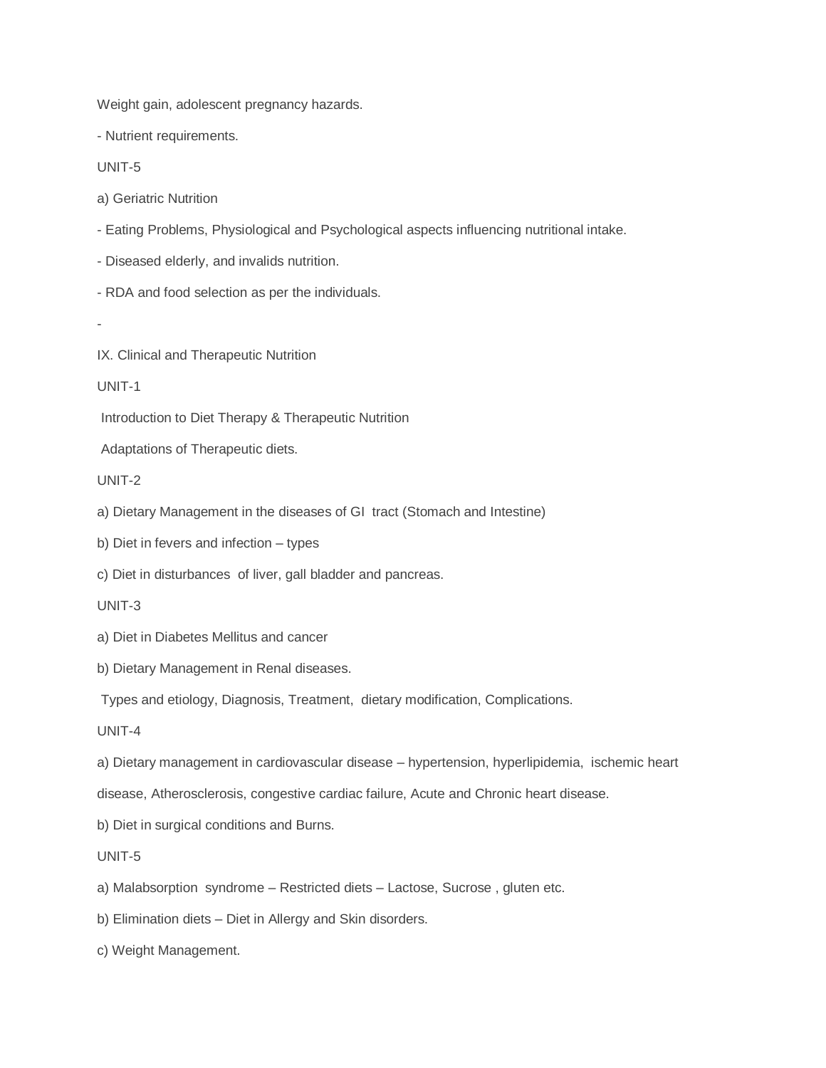Weight gain, adolescent pregnancy hazards.

- Nutrient requirements.

UNIT-5

a) Geriatric Nutrition

- Eating Problems, Physiological and Psychological aspects influencing nutritional intake.
- Diseased elderly, and invalids nutrition.
- RDA and food selection as per the individuals.

-

## IX. Clinical and Therapeutic Nutrition

UNIT-1

Introduction to Diet Therapy & Therapeutic Nutrition

Adaptations of Therapeutic diets.

UNIT-2

a) Dietary Management in the diseases of GI tract (Stomach and Intestine)

b) Diet in fevers and infection – types

c) Diet in disturbances of liver, gall bladder and pancreas.

UNIT-3

a) Diet in Diabetes Mellitus and cancer

b) Dietary Management in Renal diseases.

Types and etiology, Diagnosis, Treatment, dietary modification, Complications.

UNIT-4

a) Dietary management in cardiovascular disease – hypertension, hyperlipidemia, ischemic heart disease, Atherosclerosis, congestive cardiac failure, Acute and Chronic heart disease.

b) Diet in surgical conditions and Burns.

UNIT-5

a) Malabsorption syndrome – Restricted diets – Lactose, Sucrose , gluten etc.

b) Elimination diets – Diet in Allergy and Skin disorders.

c) Weight Management.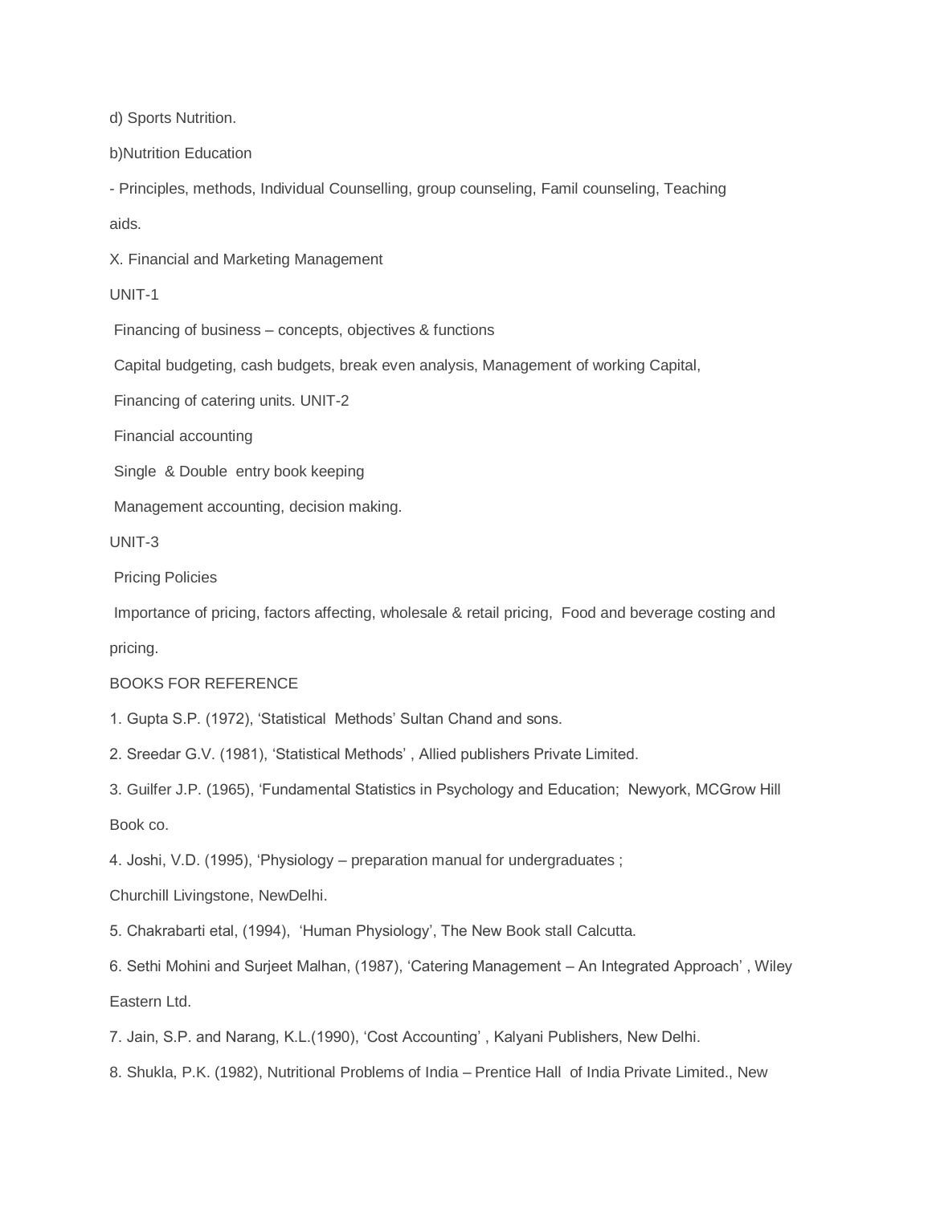d) Sports Nutrition.

b)Nutrition Education

- Principles, methods, Individual Counselling, group counseling, Famil counseling, Teaching aids.

X. Financial and Marketing Management

UNIT-1

Financing of business – concepts, objectives & functions

Capital budgeting, cash budgets, break even analysis, Management of working Capital,

Financing of catering units. UNIT-2

Financial accounting

Single & Double entry book keeping

Management accounting, decision making.

UNIT-3

Pricing Policies

Importance of pricing, factors affecting, wholesale & retail pricing, Food and beverage costing and pricing.

BOOKS FOR REFERENCE

1. Gupta S.P. (1972), 'Statistical Methods' Sultan Chand and sons.
2. Sreedar G.V. (1981), 'Statistical Methods' , Allied publishers Private Limited.
3. Guilfer J.P. (1965), 'Fundamental Statistics in Psychology and Education; Newyork, MCGrow Hill Book co.
4. Joshi, V.D. (1995), 'Physiology – preparation manual for undergraduates ; Churchill Livingstone, NewDelhi.
5. Chakrabarti etal, (1994), 'Human Physiology', The New Book stall Calcutta.
6. Sethi Mohini and Surjeet Malhan, (1987), 'Catering Management – An Integrated Approach' , Wiley Eastern Ltd.
7. Jain, S.P. and Narang, K.L.(1990), 'Cost Accounting' , Kalyani Publishers, New Delhi.
8. Shukla, P.K. (1982), Nutritional Problems of India – Prentice Hall of India Private Limited., New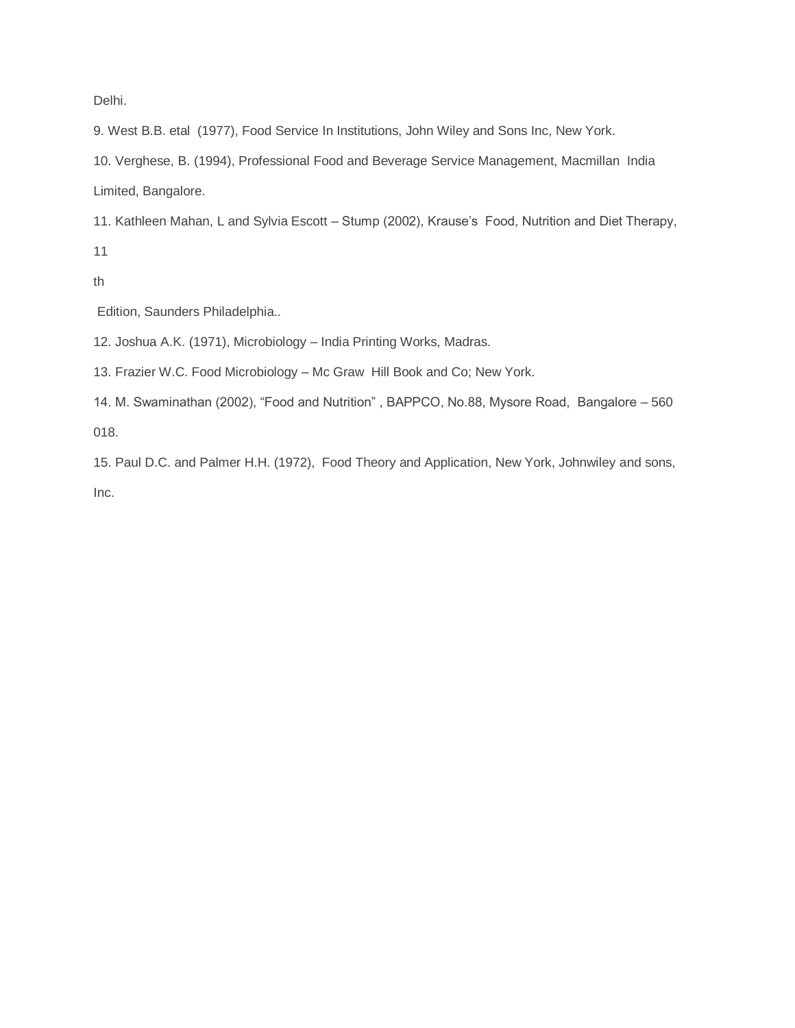Delhi.

9. West B.B. etal (1977), Food Service In Institutions, John Wiley and Sons Inc, New York.

10. Verghese, B. (1994), Professional Food and Beverage Service Management, Macmillan India Limited, Bangalore.

11. Kathleen Mahan, L and Sylvia Escott – Stump (2002), Krause's Food, Nutrition and Diet Therapy, 11th Edition, Saunders Philadelphia..

12. Joshua A.K. (1971), Microbiology – India Printing Works, Madras.

13. Frazier W.C. Food Microbiology – Mc Graw Hill Book and Co; New York.

14. M. Swaminathan (2002), "Food and Nutrition" , BAPPCO, No.88, Mysore Road, Bangalore – 560 018.

15. Paul D.C. and Palmer H.H. (1972), Food Theory and Application, New York, Johnwiley and sons, Inc.